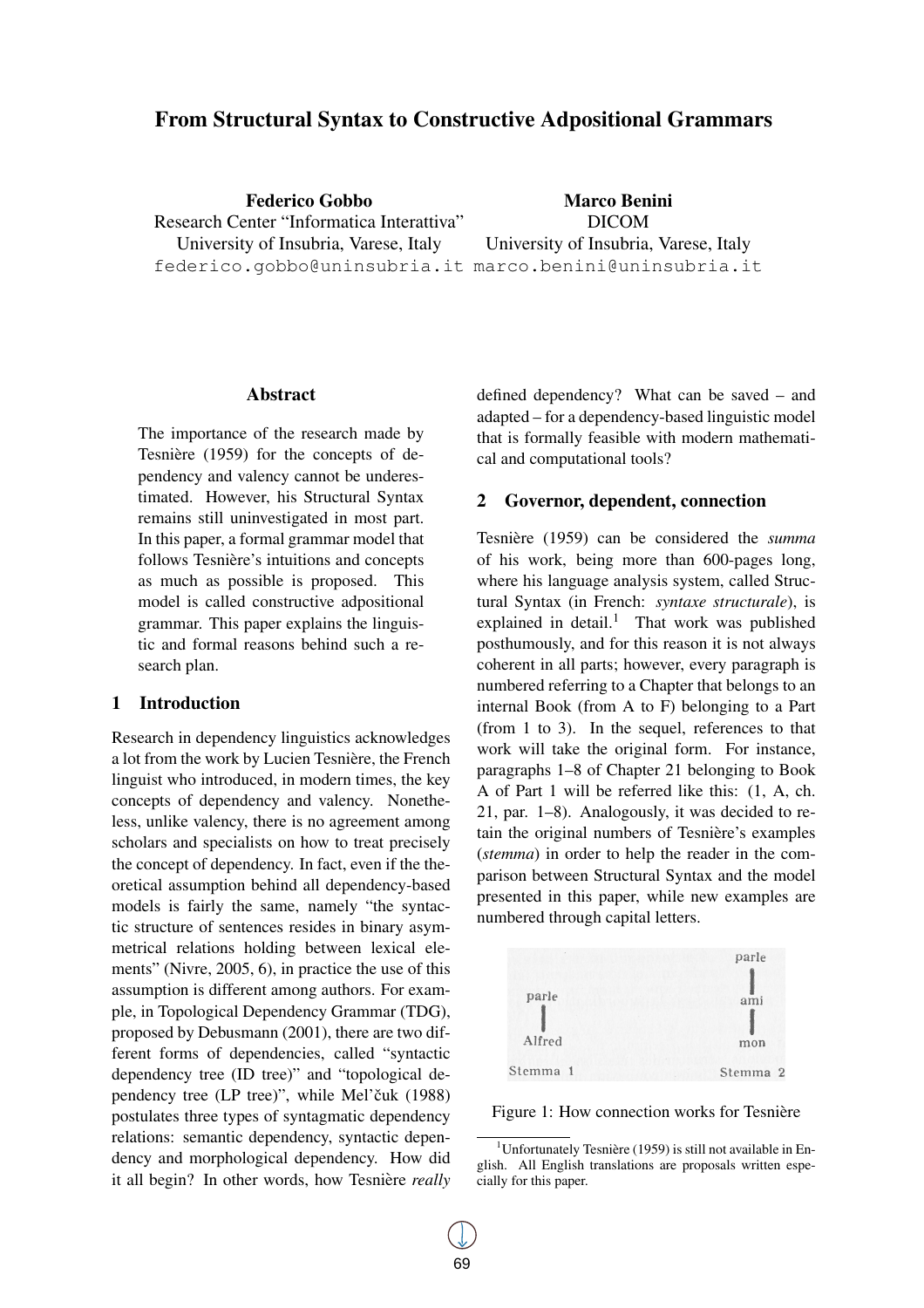# From Structural Syntax to Constructive Adpositional Grammars

**Federico Gobbo**
Research Center "Informatica Interattiva"
University of Insubria, Varese, Italy
federico.gobbo@uninsubria.it

**Marco Benini**
DICOM
University of Insubria, Varese, Italy
marco.benini@uninsubria.it

## Abstract

The importance of the research made by Tesnière (1959) for the concepts of dependency and valency cannot be underestimated. However, his Structural Syntax remains still uninvestigated in most part. In this paper, a formal grammar model that follows Tesnière's intuitions and concepts as much as possible is proposed. This model is called constructive adpositional grammar. This paper explains the linguistic and formal reasons behind such a research plan.

## 1 Introduction

Research in dependency linguistics acknowledges a lot from the work by Lucien Tesnière, the French linguist who introduced, in modern times, the key concepts of dependency and valency. Nonetheless, unlike valency, there is no agreement among scholars and specialists on how to treat precisely the concept of dependency. In fact, even if the theoretical assumption behind all dependency-based models is fairly the same, namely "the syntactic structure of sentences resides in binary asymmetrical relations holding between lexical elements" (Nivre, 2005, 6), in practice the use of this assumption is different among authors. For example, in Topological Dependency Grammar (TDG), proposed by Debusmann (2001), there are two different forms of dependencies, called "syntactic dependency tree (ID tree)" and "topological dependency tree (LP tree)", while Mel'čuk (1988) postulates three types of syntagmatic dependency relations: semantic dependency, syntactic dependency and morphological dependency. How did it all begin? In other words, how Tesnière *really* defined dependency? What can be saved – and adapted – for a dependency-based linguistic model that is formally feasible with modern mathematical and computational tools?

## 2 Governor, dependent, connection

Tesnière (1959) can be considered the *summa* of his work, being more than 600-pages long, where his language analysis system, called Structural Syntax (in French: *syntaxe structurale*), is explained in detail.[1] That work was published posthumously, and for this reason it is not always coherent in all parts; however, every paragraph is numbered referring to a Chapter that belongs to an internal Book (from A to F) belonging to a Part (from 1 to 3). In the sequel, references to that work will take the original form. For instance, paragraphs 1–8 of Chapter 21 belonging to Book A of Part 1 will be referred like this: (1, A, ch. 21, par. 1–8). Analogously, it was decided to retain the original numbers of Tesnière's examples (*stemma*) in order to help the reader in the comparison between Structural Syntax and the model presented in this paper, while new examples are numbered through capital letters.

parle
|
Alfred
Stemma 1

parle
|
ami
|
mon
Stemma 2

Figure 1: How connection works for Tesnière

[1] Unfortunately Tesnière (1959) is still not available in English. All English translations are proposals written especially for this paper.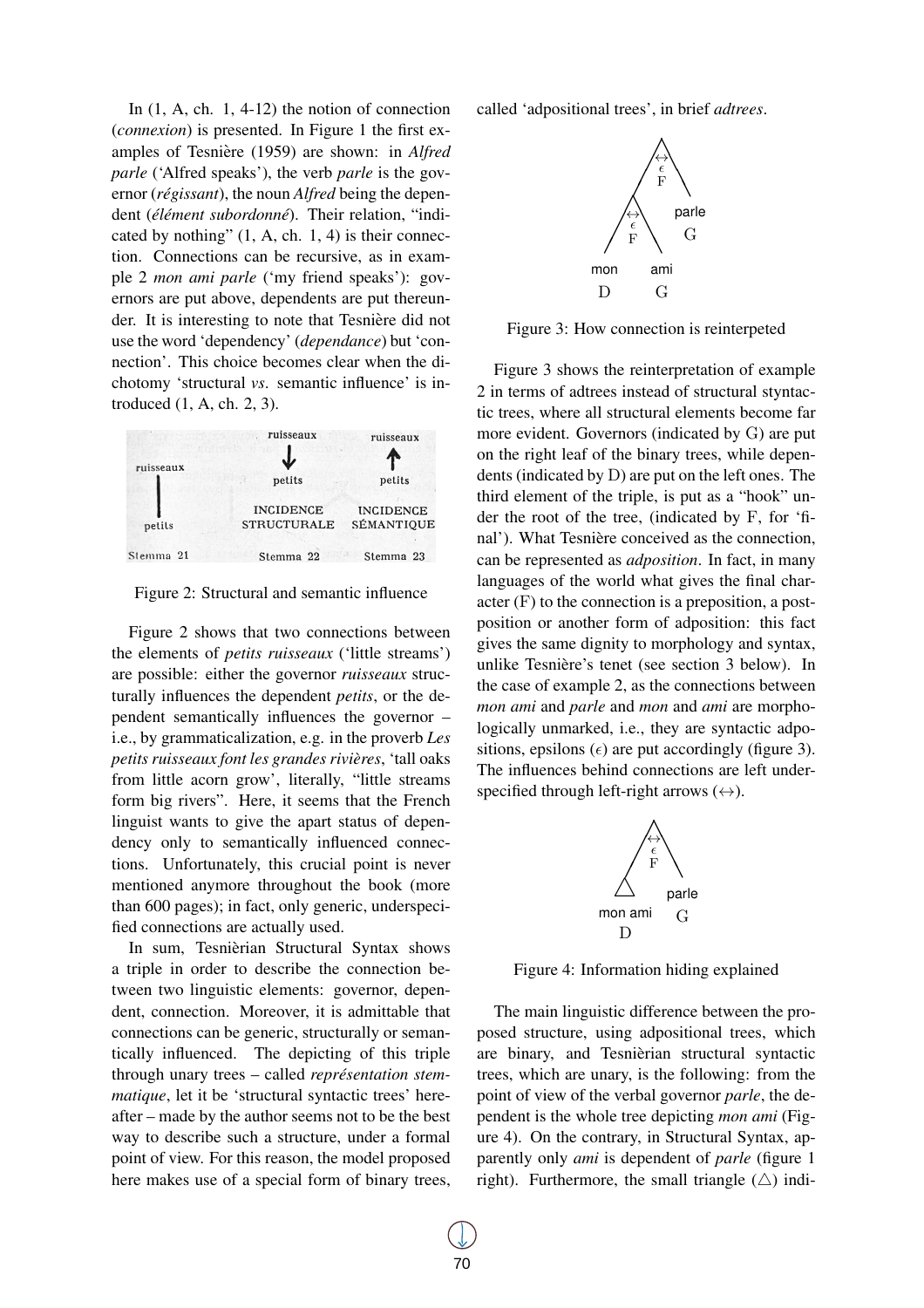In (1, A, ch. 1, 4-12) the notion of connection (*connexion*) is presented. In Figure 1 the first examples of Tesnière (1959) are shown: in *Alfred parle* ('Alfred speaks'), the verb *parle* is the governor (*régissant*), the noun *Alfred* being the dependent (*élément subordonné*). Their relation, "indicated by nothing" (1, A, ch. 1, 4) is their connection. Connections can be recursive, as in example 2 *mon ami parle* ('my friend speaks'): governors are put above, dependents are put thereunder. It is interesting to note that Tesnière did not use the word 'dependency' (*dependance*) but 'connection'. This choice becomes clear when the dichotomy 'structural *vs.* semantic influence' is introduced (1, A, ch. 2, 3).

Figure 2: Structural and semantic influence

Figure 2 shows that two connections between the elements of *petits ruisseaux* ('little streams') are possible: either the governor *ruisseaux* structurally influences the dependent *petits*, or the dependent semantically influences the governor – i.e., by grammaticalization, e.g. in the proverb *Les petits ruisseaux font les grandes rivières*, 'tall oaks from little acorn grow', literally, "little streams form big rivers". Here, it seems that the French linguist wants to give the apart status of dependency only to semantically influenced connections. Unfortunately, this crucial point is never mentioned anymore throughout the book (more than 600 pages); in fact, only generic, underspecified connections are actually used.

In sum, Tesnièrian Structural Syntax shows a triple in order to describe the connection between two linguistic elements: governor, dependent, connection. Moreover, it is admittable that connections can be generic, structurally or semantically influenced. The depicting of this triple through unary trees – called *représentation stemmatique*, let it be 'structural syntactic trees' hereafter – made by the author seems not to be the best way to describe such a structure, under a formal point of view. For this reason, the model proposed here makes use of a special form of binary trees, called 'adpositional trees', in brief *adtrees*.

Figure 3: How connection is reinterpeted

Figure 3 shows the reinterpretation of example 2 in terms of adtrees instead of structural styntactic trees, where all structural elements become far more evident. Governors (indicated by G) are put on the right leaf of the binary trees, while dependents (indicated by D) are put on the left ones. The third element of the triple, is put as a "hook" under the root of the tree, (indicated by F, for 'final'). What Tesnière conceived as the connection, can be represented as *adposition*. In fact, in many languages of the world what gives the final character (F) to the connection is a preposition, a postposition or another form of adposition: this fact gives the same dignity to morphology and syntax, unlike Tesnière's tenet (see section 3 below). In the case of example 2, as the connections between *mon ami* and *parle* and *mon* and *ami* are morphologically unmarked, i.e., they are syntactic adpositions, epsilons ($\epsilon$) are put accordingly (figure 3). The influences behind connections are left underspecified through left-right arrows ($\leftrightarrow$).

Figure 4: Information hiding explained

The main linguistic difference between the proposed structure, using adpositional trees, which are binary, and Tesnièrian structural syntactic trees, which are unary, is the following: from the point of view of the verbal governor *parle*, the dependent is the whole tree depicting *mon ami* (Figure 4). On the contrary, in Structural Syntax, apparently only *ami* is dependent of *parle* (figure 1 right). Furthermore, the small triangle ($\triangle$) indi-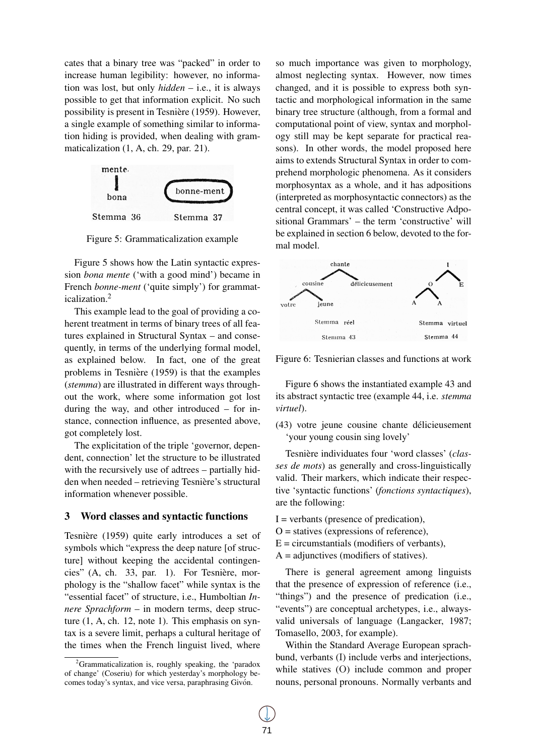cates that a binary tree was "packed" in order to increase human legibility: however, no information was lost, but only *hidden* – i.e., it is always possible to get that information explicit. No such possibility is present in Tesnière (1959). However, a single example of something similar to information hiding is provided, when dealing with grammaticalization (1, A, ch. 29, par. 21).

Figure 5: Grammaticalization example

Figure 5 shows how the Latin syntactic expression *bona mente* ('with a good mind') became in French *bonne-ment* ('quite simply') for grammaticalization.[2]

This example lead to the goal of providing a coherent treatment in terms of binary trees of all features explained in Structural Syntax – and consequently, in terms of the underlying formal model, as explained below. In fact, one of the great problems in Tesnière (1959) is that the examples (*stemma*) are illustrated in different ways throughout the work, where some information got lost during the way, and other introduced – for instance, connection influence, as presented above, got completely lost.

The explicitation of the triple 'governor, dependent, connection' let the structure to be illustrated with the recursively use of adtrees – partially hidden when needed – retrieving Tesnière's structural information whenever possible.

## 3 Word classes and syntactic functions

Tesnière (1959) quite early introduces a set of symbols which "express the deep nature [of structure] without keeping the accidental contingencies" (A, ch. 33, par. 1). For Tesnière, morphology is the "shallow facet" while syntax is the "essential facet" of structure, i.e., Humboltian *Innere Sprachform* – in modern terms, deep structure (1, A, ch. 12, note 1). This emphasis on syntax is a severe limit, perhaps a cultural heritage of the times when the French linguist lived, where so much importance was given to morphology, almost neglecting syntax. However, now times changed, and it is possible to express both syntactic and morphological information in the same binary tree structure (although, from a formal and computational point of view, syntax and morphology still may be kept separate for practical reasons). In other words, the model proposed here aims to extends Structural Syntax in order to comprehend morphologic phenomena. As it considers morphosyntax as a whole, and it has adpositions (interpreted as morphosyntactic connectors) as the central concept, it was called 'Constructive Adpositional Grammars' – the term 'constructive' will be explained in section 6 below, devoted to the formal model.

Figure 6: Tesnierian classes and functions at work

Figure 6 shows the instantiated example 43 and its abstract syntactic tree (example 44, i.e. *stemma virtuel*).

(43) votre jeune cousine chante délicieusement
'your young cousin sing lovely'

Tesnière individuates four 'word classes' (*classes de mots*) as generally and cross-linguistically valid. Their markers, which indicate their respective 'syntactic functions' (*fonctions syntactiques*), are the following:

I = verbants (presence of predication),
O = statives (expressions of reference),
E = circumstantials (modifiers of verbants),
A = adjunctives (modifiers of statives).

There is general agreement among linguists that the presence of expression of reference (i.e., "things") and the presence of predication (i.e., "events") are conceptual archetypes, i.e., always-valid universals of language (Langacker, 1987; Tomasello, 2003, for example).

Within the Standard Average European sprachbund, verbants (I) include verbs and interjections, while statives (O) include common and proper nouns, personal pronouns. Normally verbants and

[2] Grammaticalization is, roughly speaking, the 'paradox of change' (Coseriu) for which yesterday's morphology becomes today's syntax, and vice versa, paraphrasing Givón.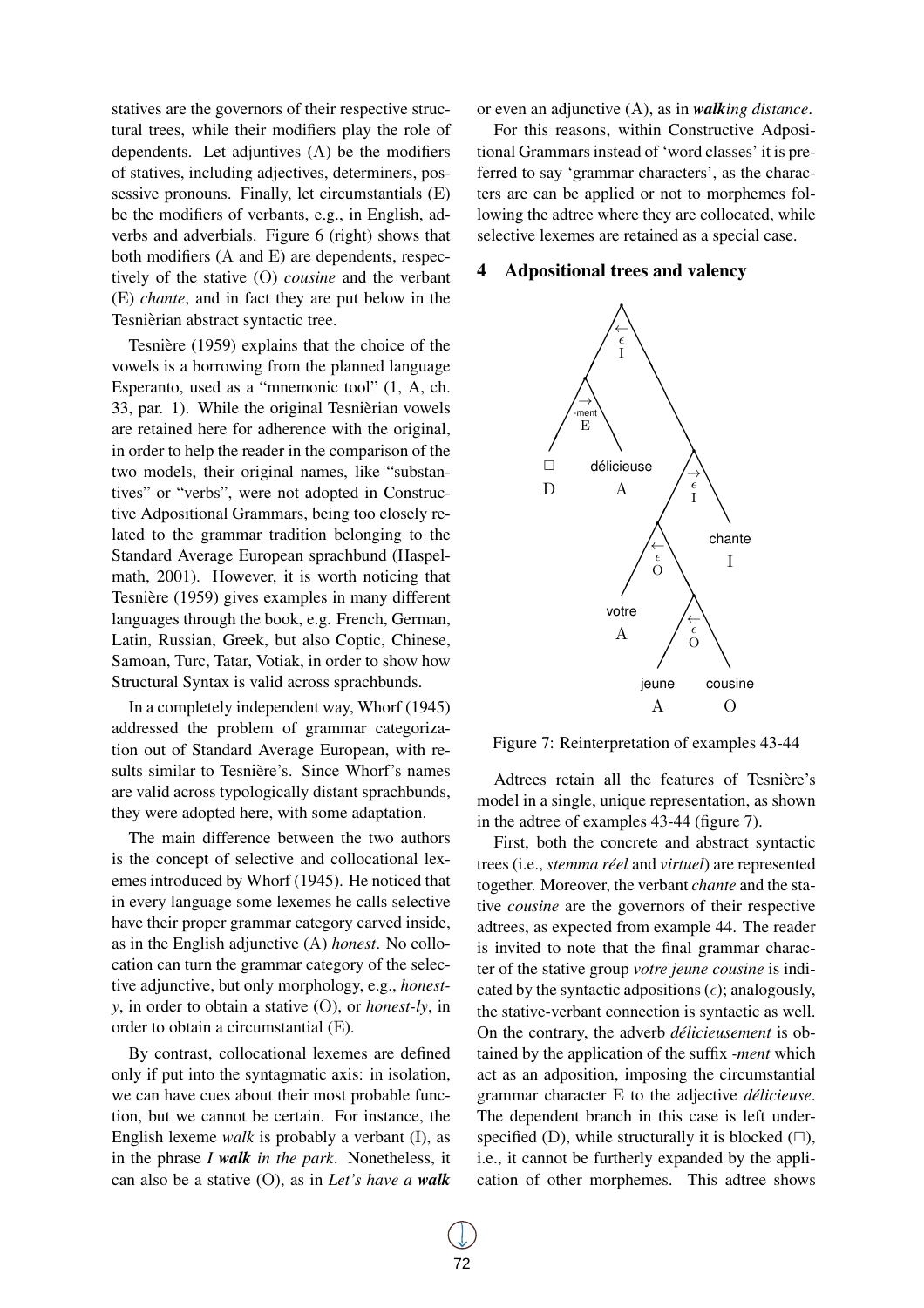statives are the governors of their respective structural trees, while their modifiers play the role of dependents. Let adjuntives (A) be the modifiers of statives, including adjectives, determiners, possessive pronouns. Finally, let circumstantials (E) be the modifiers of verbants, e.g., in English, adverbs and adverbials. Figure 6 (right) shows that both modifiers (A and E) are dependents, respectively of the stative (O) *cousine* and the verbant (E) *chante*, and in fact they are put below in the Tesnièrian abstract syntactic tree.

Tesnière (1959) explains that the choice of the vowels is a borrowing from the planned language Esperanto, used as a "mnemonic tool" (1, A, ch. 33, par. 1). While the original Tesnièrian vowels are retained here for adherence with the original, in order to help the reader in the comparison of the two models, their original names, like "substantives" or "verbs", were not adopted in Constructive Adpositional Grammars, being too closely related to the grammar tradition belonging to the Standard Average European sprachbund (Haspelmath, 2001). However, it is worth noticing that Tesnière (1959) gives examples in many different languages through the book, e.g. French, German, Latin, Russian, Greek, but also Coptic, Chinese, Samoan, Turc, Tatar, Votiak, in order to show how Structural Syntax is valid across sprachbunds.

In a completely independent way, Whorf (1945) addressed the problem of grammar categorization out of Standard Average European, with results similar to Tesnière's. Since Whorf's names are valid across typologically distant sprachbunds, they were adopted here, with some adaptation.

The main difference between the two authors is the concept of selective and collocational lexemes introduced by Whorf (1945). He noticed that in every language some lexemes he calls selective have their proper grammar category carved inside, as in the English adjunctive (A) *honest*. No collocation can turn the grammar category of the selective adjunctive, but only morphology, e.g., *honest-y*, in order to obtain a stative (O), or *honest-ly*, in order to obtain a circumstantial (E).

By contrast, collocational lexemes are defined only if put into the syntagmatic axis: in isolation, we can have cues about their most probable function, but we cannot be certain. For instance, the English lexeme *walk* is probably a verbant (I), as in the phrase ***I walk** in the park*. Nonetheless, it can also be a stative (O), as in *Let's have a **walk*** or even an adjunctive (A), as in ***walk**ing distance*.

For this reasons, within Constructive Adpositional Grammars instead of 'word classes' it is preferred to say 'grammar characters', as the characters are can be applied or not to morphemes following the adtree where they are collocated, while selective lexemes are retained as a special case.

## 4 Adpositional trees and valency

Figure 7: Reinterpretation of examples 43-44

Adtrees retain all the features of Tesnière's model in a single, unique representation, as shown in the adtree of examples 43-44 (figure 7).

First, both the concrete and abstract syntactic trees (i.e., *stemma réel* and *virtuel*) are represented together. Moreover, the verbant *chante* and the stative *cousine* are the governors of their respective adtrees, as expected from example 44. The reader is invited to note that the final grammar character of the stative group *votre jeune cousine* is indicated by the syntactic adpositions ($\epsilon$); analogously, the stative-verbant connection is syntactic as well. On the contrary, the adverb *délicieusement* is obtained by the application of the suffix *-ment* which act as an adposition, imposing the circumstantial grammar character E to the adjective *délicieuse*. The dependent branch in this case is left underspecified (D), while structurally it is blocked ($\square$), i.e., it cannot be furtherly expanded by the application of other morphemes. This adtree shows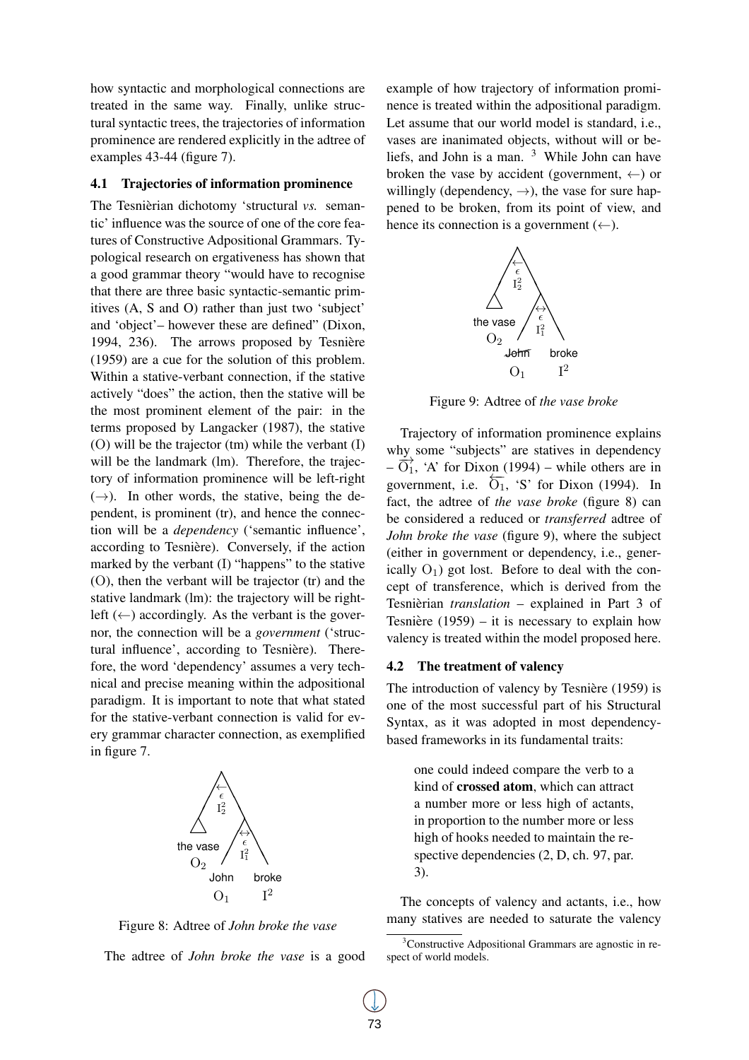how syntactic and morphological connections are treated in the same way. Finally, unlike structural syntactic trees, the trajectories of information prominence are rendered explicitly in the adtree of examples 43-44 (figure 7).

### 4.1 Trajectories of information prominence

The Tesnièrian dichotomy 'structural *vs.* semantic' influence was the source of one of the core features of Constructive Adpositional Grammars. Typological research on ergativeness has shown that a good grammar theory "would have to recognise that there are three basic syntactic-semantic primitives (A, S and O) rather than just two 'subject' and 'object'– however these are defined" (Dixon, 1994, 236). The arrows proposed by Tesnière (1959) are a cue for the solution of this problem. Within a stative-verbant connection, if the stative actively "does" the action, then the stative will be the most prominent element of the pair: in the terms proposed by Langacker (1987), the stative (O) will be the trajector (tm) while the verbant (I) will be the landmark (lm). Therefore, the trajectory of information prominence will be left-right ($\rightarrow$). In other words, the stative, being the dependent, is prominent (tr), and hence the connection will be a *dependency* ('semantic influence', according to Tesnière). Conversely, if the action marked by the verbant (I) "happens" to the stative (O), then the verbant will be trajector (tr) and the stative landmark (lm): the trajectory will be right-left ($\leftarrow$) accordingly. As the verbant is the governor, the connection will be a *government* ('structural influence', according to Tesnière). Therefore, the word 'dependency' assumes a very technical and precise meaning within the adpositional paradigm. It is important to note that what stated for the stative-verbant connection is valid for every grammar character connection, as exemplified in figure 7.

Figure 8: Adtree of *John broke the vase*

The adtree of *John broke the vase* is a good example of how trajectory of information prominence is treated within the adpositional paradigm. Let assume that our world model is standard, i.e., vases are inanimated objects, without will or beliefs, and John is a man. [3] While John can have broken the vase by accident (government, $\leftarrow$) or willingly (dependency, $\rightarrow$), the vase for sure happened to be broken, from its point of view, and hence its connection is a government ($\leftarrow$).

Figure 9: Adtree of *the vase broke*

Trajectory of information prominence explains why some "subjects" are statives in dependency – $\overrightarrow{\mathrm{O}_1}$, 'A' for Dixon (1994) – while others are in government, i.e. $\overleftarrow{\mathrm{O}_1}$, 'S' for Dixon (1994). In fact, the adtree of *the vase broke* (figure 8) can be considered a reduced or *transferred* adtree of *John broke the vase* (figure 9), where the subject (either in government or dependency, i.e., generically $\mathrm{O}_1$) got lost. Before to deal with the concept of transference, which is derived from the Tesnièrian *translation* – explained in Part 3 of Tesnière (1959) – it is necessary to explain how valency is treated within the model proposed here.

### 4.2 The treatment of valency

The introduction of valency by Tesnière (1959) is one of the most successful part of his Structural Syntax, as it was adopted in most dependency-based frameworks in its fundamental traits:

> one could indeed compare the verb to a kind of **crossed atom**, which can attract a number more or less high of actants, in proportion to the number more or less high of hooks needed to maintain the respective dependencies (2, D, ch. 97, par. 3).

The concepts of valency and actants, i.e., how many statives are needed to saturate the valency

[3] Constructive Adpositional Grammars are agnostic in respect of world models.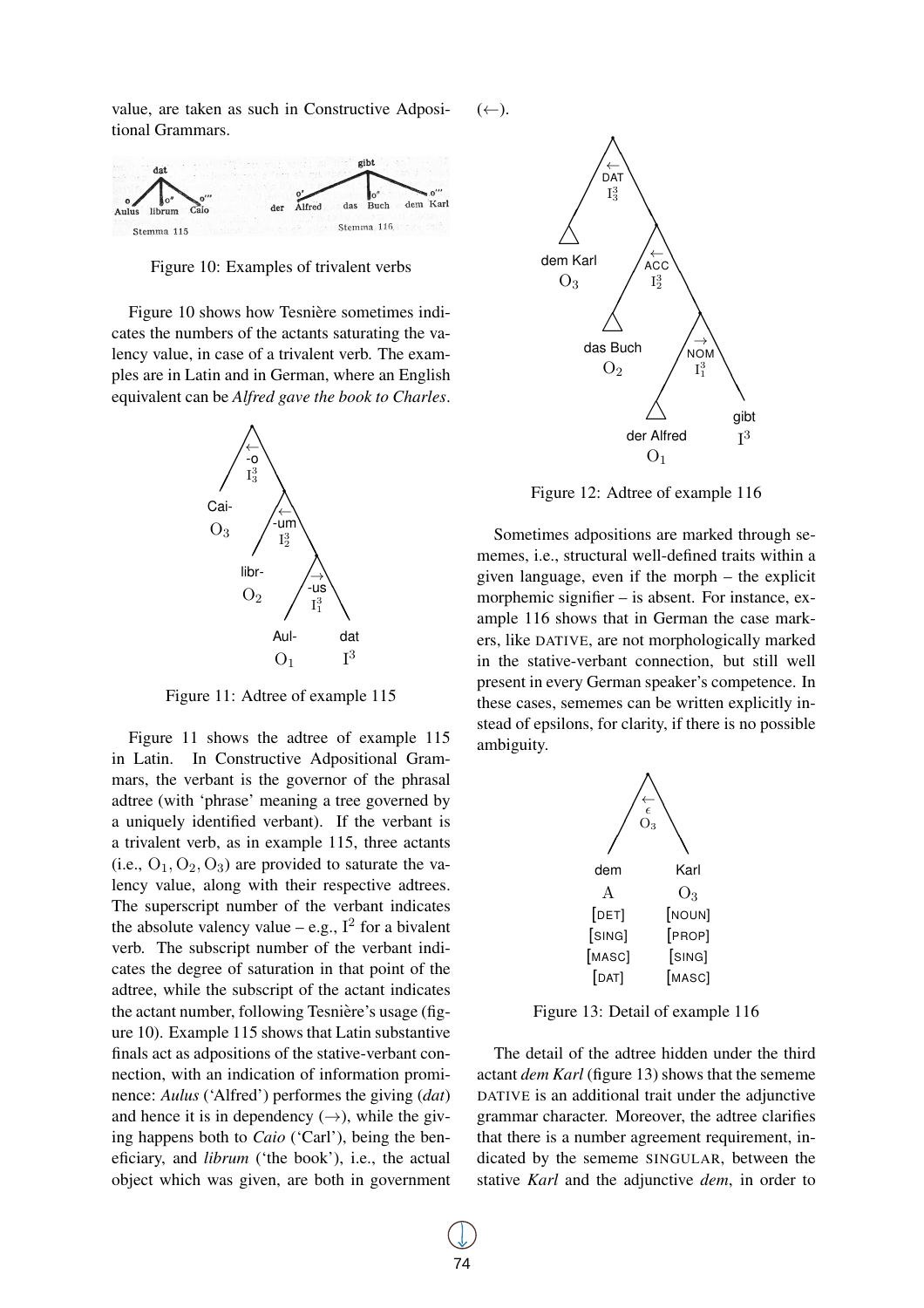value, are taken as such in Constructive Adpositional Grammars.

Figure 10: Examples of trivalent verbs

Figure 10 shows how Tesnière sometimes indicates the numbers of the actants saturating the valency value, in case of a trivalent verb. The examples are in Latin and in German, where an English equivalent can be *Alfred gave the book to Charles*.

Figure 11: Adtree of example 115

Figure 11 shows the adtree of example 115 in Latin. In Constructive Adpositional Grammars, the verbant is the governor of the phrasal adtree (with 'phrase' meaning a tree governed by a uniquely identified verbant). If the verbant is a trivalent verb, as in example 115, three actants (i.e., $O_1, O_2, O_3$) are provided to saturate the valency value, along with their respective adtrees. The superscript number of the verbant indicates the absolute valency value – e.g., $I^2$ for a bivalent verb. The subscript number of the verbant indicates the degree of saturation in that point of the adtree, while the subscript of the actant indicates the actant number, following Tesnière's usage (figure 10). Example 115 shows that Latin substantive finals act as adpositions of the stative-verbant connection, with an indication of information prominence: *Aulus* ('Alfred') performes the giving (*dat*) and hence it is in dependency ($\rightarrow$), while the giving happens both to *Caio* ('Carl'), being the beneficiary, and *librum* ('the book'), i.e., the actual object which was given, are both in government ($\leftarrow$).

Figure 12: Adtree of example 116

Sometimes adpositions are marked through sememes, i.e., structural well-defined traits within a given language, even if the morph – the explicit morphemic signifier – is absent. For instance, example 116 shows that in German the case markers, like DATIVE, are not morphologically marked in the stative-verbant connection, but still well present in every German speaker's competence. In these cases, sememes can be written explicitly instead of epsilons, for clarity, if there is no possible ambiguity.

Figure 13: Detail of example 116

The detail of the adtree hidden under the third actant *dem Karl* (figure 13) shows that the sememe DATIVE is an additional trait under the adjunctive grammar character. Moreover, the adtree clarifies that there is a number agreement requirement, indicated by the sememe SINGULAR, between the stative *Karl* and the adjunctive *dem*, in order to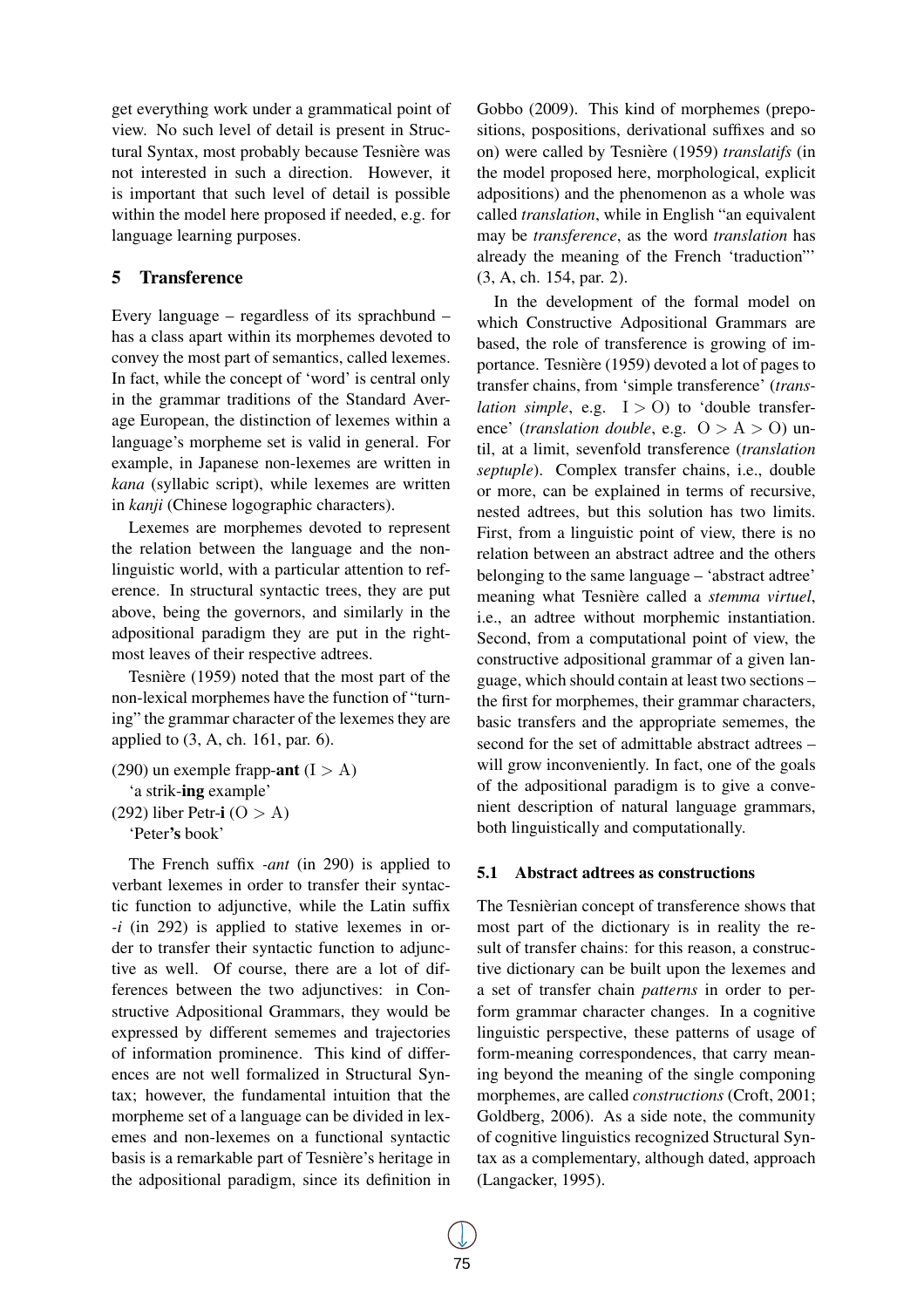get everything work under a grammatical point of view. No such level of detail is present in Structural Syntax, most probably because Tesnière was not interested in such a direction. However, it is important that such level of detail is possible within the model here proposed if needed, e.g. for language learning purposes.

## 5 Transference

Every language – regardless of its sprachbund – has a class apart within its morphemes devoted to convey the most part of semantics, called lexemes. In fact, while the concept of 'word' is central only in the grammar traditions of the Standard Average European, the distinction of lexemes within a language's morpheme set is valid in general. For example, in Japanese non-lexemes are written in *kana* (syllabic script), while lexemes are written in *kanji* (Chinese logographic characters).

Lexemes are morphemes devoted to represent the relation between the language and the non-linguistic world, with a particular attention to reference. In structural syntactic trees, they are put above, being the governors, and similarly in the adpositional paradigm they are put in the right-most leaves of their respective adtrees.

Tesnière (1959) noted that the most part of the non-lexical morphemes have the function of "turning" the grammar character of the lexemes they are applied to (3, A, ch. 161, par. 6).

(290) un exemple frapp-**ant** (I > A)
'a strik-**ing** example'

(292) liber Petr-**i** (O > A)
'Peter**'s** book'

The French suffix *-ant* (in 290) is applied to verbant lexemes in order to transfer their syntactic function to adjunctive, while the Latin suffix *-i* (in 292) is applied to stative lexemes in order to transfer their syntactic function to adjunctive as well. Of course, there are a lot of differences between the two adjunctives: in Constructive Adpositional Grammars, they would be expressed by different sememes and trajectories of information prominence. This kind of differences are not well formalized in Structural Syntax; however, the fundamental intuition that the morpheme set of a language can be divided in lexemes and non-lexemes on a functional syntactic basis is a remarkable part of Tesnière's heritage in the adpositional paradigm, since its definition in Gobbo (2009). This kind of morphemes (prepositions, pospositions, derivational suffixes and so on) were called by Tesnière (1959) *translatifs* (in the model proposed here, morphological, explicit adpositions) and the phenomenon as a whole was called *translation*, while in English "an equivalent may be *transference*, as the word *translation* has already the meaning of the French 'traduction"' (3, A, ch. 154, par. 2).

In the development of the formal model on which Constructive Adpositional Grammars are based, the role of transference is growing of importance. Tesnière (1959) devoted a lot of pages to transfer chains, from 'simple transference' (*translation simple*, e.g. I > O) to 'double transference' (*translation double*, e.g. O > A > O) until, at a limit, sevenfold transference (*translation septuple*). Complex transfer chains, i.e., double or more, can be explained in terms of recursive, nested adtrees, but this solution has two limits. First, from a linguistic point of view, there is no relation between an abstract adtree and the others belonging to the same language – 'abstract adtree' meaning what Tesnière called a *stemma virtuel*, i.e., an adtree without morphemic instantiation. Second, from a computational point of view, the constructive adpositional grammar of a given language, which should contain at least two sections – the first for morphemes, their grammar characters, basic transfers and the appropriate sememes, the second for the set of admittable abstract adtrees – will grow inconveniently. In fact, one of the goals of the adpositional paradigm is to give a convenient description of natural language grammars, both linguistically and computationally.

### 5.1 Abstract adtrees as constructions

The Tesnièrian concept of transference shows that most part of the dictionary is in reality the result of transfer chains: for this reason, a constructive dictionary can be built upon the lexemes and a set of transfer chain *patterns* in order to perform grammar character changes. In a cognitive linguistic perspective, these patterns of usage of form-meaning correspondences, that carry meaning beyond the meaning of the single componing morphemes, are called *constructions* (Croft, 2001; Goldberg, 2006). As a side note, the community of cognitive linguistics recognized Structural Syntax as a complementary, although dated, approach (Langacker, 1995).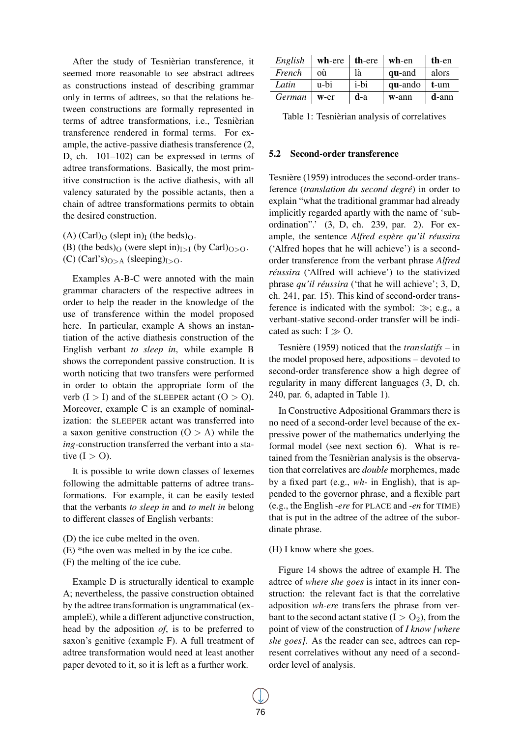After the study of Tesnièrian transference, it seemed more reasonable to see abstract adtrees as constructions instead of describing grammar only in terms of adtrees, so that the relations between constructions are formally represented in terms of adtree transformations, i.e., Tesnièrian transference rendered in formal terms. For example, the active-passive diathesis transference (2, D, ch. 101–102) can be expressed in terms of adtree transformations. Basically, the most primitive construction is the active diathesis, with all valency saturated by the possible actants, then a chain of adtree transformations permits to obtain the desired construction.

(A) $(\text{Carl})_{\text{O}}$ $(\text{slept in})_{\text{I}}$ $(\text{the beds})_{\text{O}}$.
(B) $(\text{the beds})_{\text{O}}$ $(\text{were slept in})_{\text{I>I}}$ $(\text{by Carl})_{\text{O>O}}$.
(C) $(\text{Carl's})_{\text{O>A}}$ $(\text{sleeping})_{\text{I>O}}$.

Examples A-B-C were annoted with the main grammar characters of the respective adtrees in order to help the reader in the knowledge of the use of transference within the model proposed here. In particular, example A shows an instantiation of the active diathesis construction of the English verbant *to sleep in*, while example B shows the correpondent passive construction. It is worth noticing that two transfers were performed in order to obtain the appropriate form of the verb (I > I) and of the SLEEPER actant (O > O). Moreover, example C is an example of nominalization: the SLEEPER actant was transferred into a saxon genitive construction (O > A) while the *ing*-construction transferred the verbant into a stative (I > O).

It is possible to write down classes of lexemes following the admittable patterns of adtree transformations. For example, it can be easily tested that the verbants *to sleep in* and *to melt in* belong to different classes of English verbants:

(D) the ice cube melted in the oven.
(E) *the oven was melted in by the ice cube.
(F) the melting of the ice cube.

Example D is structurally identical to example A; nevertheless, the passive construction obtained by the adtree transformation is ungrammatical (exampleE), while a different adjunctive construction, head by the adposition *of*, is to be preferred to saxon's genitive (example F). A full treatment of adtree transformation would need at least another paper devoted to it, so it is left as a further work.

| *English* | **wh**-ere | **th**-ere | **wh**-en | **th**-en |
|---|---|---|---|---|
| *French* | où | là | **qu**-and | alors |
| *Latin* | u-bi | i-bi | **qu**-ando | **t**-um |
| *German* | **w**-er | **d**-a | **w**-ann | **d**-ann |

Table 1: Tesnièrian analysis of correlatives

### 5.2 Second-order transference

Tesnière (1959) introduces the second-order transference (*translation du second degré*) in order to explain "what the traditional grammar had already implicitly regarded apartly with the name of 'subordination".' (3, D, ch. 239, par. 2). For example, the sentence *Alfred espère qu'il réussira* ('Alfred hopes that he will achieve') is a second-order transference from the verbant phrase *Alfred réussira* ('Alfred will achieve') to the stativized phrase *qu'il réussira* ('that he will achieve'; 3, D, ch. 241, par. 15). This kind of second-order transference is indicated with the symbol: $\gg$; e.g., a verbant-stative second-order transfer will be indicated as such: $\text{I} \gg \text{O}$.

Tesnière (1959) noticed that the *translatifs* – in the model proposed here, adpositions – devoted to second-order transference show a high degree of regularity in many different languages (3, D, ch. 240, par. 6, adapted in Table 1).

In Constructive Adpositional Grammars there is no need of a second-order level because of the expressive power of the mathematics underlying the formal model (see next section 6). What is retained from the Tesnièrian analysis is the observation that correlatives are *double* morphemes, made by a fixed part (e.g., *wh-* in English), that is appended to the governor phrase, and a flexible part (e.g., the English *-ere* for PLACE and *-en* for TIME) that is put in the adtree of the adtree of the subordinate phrase.

(H) I know where she goes.

Figure 14 shows the adtree of example H. The adtree of *where she goes* is intact in its inner construction: the relevant fact is that the correlative adposition *wh-ere* transfers the phrase from verbant to the second actant stative ($\text{I} > \text{O}_2$), from the point of view of the construction of *I know [where she goes]*. As the reader can see, adtrees can represent correlatives without any need of a second-order level of analysis.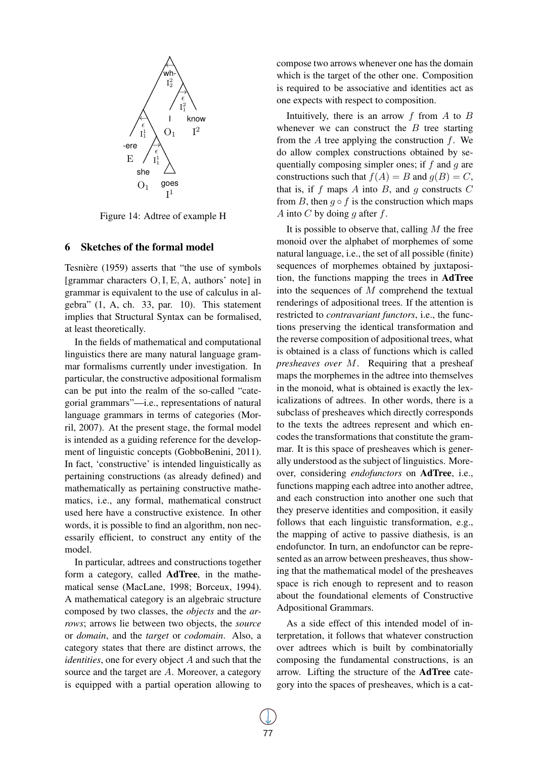wh-

$I_2^2$

$\epsilon$

$I_1^2$

$\epsilon$

$I_1^1$

I

know

-ere

$O_1$

$I^2$

E

$\epsilon$

$I_1^1$

she

$O_1$

goes

$I^1$

Figure 14: Adtree of example H

## 6 Sketches of the formal model

Tesnière (1959) asserts that "the use of symbols [grammar characters $\mathrm{O}, \mathrm{I}, \mathrm{E}, \mathrm{A}$, authors' note] in grammar is equivalent to the use of calculus in algebra" (1, A, ch. 33, par. 10). This statement implies that Structural Syntax can be formalised, at least theoretically.

In the fields of mathematical and computational linguistics there are many natural language grammar formalisms currently under investigation. In particular, the constructive adpositional formalism can be put into the realm of the so-called "categorial grammars"—i.e., representations of natural language grammars in terms of categories (Morril, 2007). At the present stage, the formal model is intended as a guiding reference for the development of linguistic concepts (GobboBenini, 2011). In fact, 'constructive' is intended linguistically as pertaining constructions (as already defined) and mathematically as pertaining constructive mathematics, i.e., any formal, mathematical construct used here have a constructive existence. In other words, it is possible to find an algorithm, non necessarily efficient, to construct any entity of the model.

In particular, adtrees and constructions together form a category, called **AdTree**, in the mathematical sense (MacLane, 1998; Borceux, 1994). A mathematical category is an algebraic structure composed by two classes, the *objects* and the *arrows*; arrows lie between two objects, the *source* or *domain*, and the *target* or *codomain*. Also, a category states that there are distinct arrows, the *identities*, one for every object $A$ and such that the source and the target are $A$. Moreover, a category is equipped with a partial operation allowing to compose two arrows whenever one has the domain which is the target of the other one. Composition is required to be associative and identities act as one expects with respect to composition.

Intuitively, there is an arrow $f$ from $A$ to $B$ whenever we can construct the $B$ tree starting from the $A$ tree applying the construction $f$. We do allow complex constructions obtained by sequentially composing simpler ones; if $f$ and $g$ are constructions such that $f(A) = B$ and $g(B) = C$, that is, if $f$ maps $A$ into $B$, and $g$ constructs $C$ from $B$, then $g \circ f$ is the construction which maps $A$ into $C$ by doing $g$ after $f$.

It is possible to observe that, calling $M$ the free monoid over the alphabet of morphemes of some natural language, i.e., the set of all possible (finite) sequences of morphemes obtained by juxtaposition, the functions mapping the trees in **AdTree** into the sequences of $M$ comprehend the textual renderings of adpositional trees. If the attention is restricted to *contravariant functors*, i.e., the functions preserving the identical transformation and the reverse composition of adpositional trees, what is obtained is a class of functions which is called *presheaves over* $M$. Requiring that a presheaf maps the morphemes in the adtree into themselves in the monoid, what is obtained is exactly the lexicalizations of adtrees. In other words, there is a subclass of presheaves which directly corresponds to the texts the adtrees represent and which encodes the transformations that constitute the grammar. It is this space of presheaves which is generally understood as the subject of linguistics. Moreover, considering *endofunctors* on **AdTree**, i.e., functions mapping each adtree into another adtree, and each construction into another one such that they preserve identities and composition, it easily follows that each linguistic transformation, e.g., the mapping of active to passive diathesis, is an endofunctor. In turn, an endofunctor can be represented as an arrow between presheaves, thus showing that the mathematical model of the presheaves space is rich enough to represent and to reason about the foundational elements of Constructive Adpositional Grammars.

As a side effect of this intended model of interpretation, it follows that whatever construction over adtrees which is built by combinatorially composing the fundamental constructions, is an arrow. Lifting the structure of the **AdTree** category into the spaces of presheaves, which is a cat-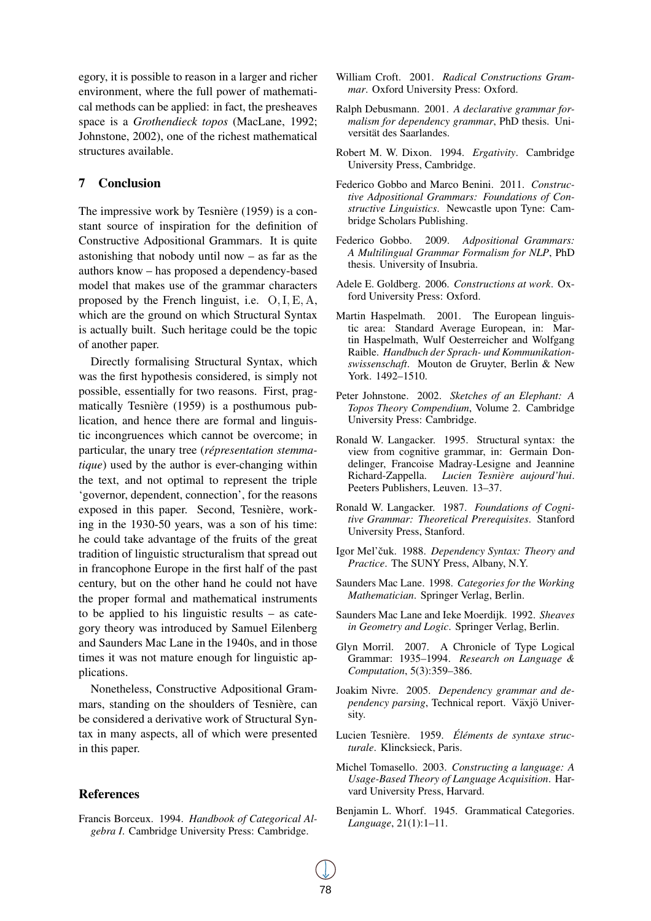egory, it is possible to reason in a larger and richer environment, where the full power of mathematical methods can be applied: in fact, the presheaves space is a *Grothendieck topos* (MacLane, 1992; Johnstone, 2002), one of the richest mathematical structures available.

## 7 Conclusion

The impressive work by Tesnière (1959) is a constant source of inspiration for the definition of Constructive Adpositional Grammars. It is quite astonishing that nobody until now – as far as the authors know – has proposed a dependency-based model that makes use of the grammar characters proposed by the French linguist, i.e. $O, I, E, A$, which are the ground on which Structural Syntax is actually built. Such heritage could be the topic of another paper.

Directly formalising Structural Syntax, which was the first hypothesis considered, is simply not possible, essentially for two reasons. First, pragmatically Tesnière (1959) is a posthumous publication, and hence there are formal and linguistic incongruences which cannot be overcome; in particular, the unary tree (*répresentation stemmatique*) used by the author is ever-changing within the text, and not optimal to represent the triple 'governor, dependent, connection', for the reasons exposed in this paper. Second, Tesnière, working in the 1930-50 years, was a son of his time: he could take advantage of the fruits of the great tradition of linguistic structuralism that spread out in francophone Europe in the first half of the past century, but on the other hand he could not have the proper formal and mathematical instruments to be applied to his linguistic results – as category theory was introduced by Samuel Eilenberg and Saunders Mac Lane in the 1940s, and in those times it was not mature enough for linguistic applications.

Nonetheless, Constructive Adpositional Grammars, standing on the shoulders of Tesnière, can be considered a derivative work of Structural Syntax in many aspects, all of which were presented in this paper.

## References

Francis Borceux. 1994. *Handbook of Categorical Algebra I*. Cambridge University Press: Cambridge.

William Croft. 2001. *Radical Constructions Grammar*. Oxford University Press: Oxford.

Ralph Debusmann. 2001. *A declarative grammar formalism for dependency grammar*, PhD thesis. Universität des Saarlandes.

Robert M. W. Dixon. 1994. *Ergativity*. Cambridge University Press, Cambridge.

Federico Gobbo and Marco Benini. 2011. *Constructive Adpositional Grammars: Foundations of Constructive Linguistics*. Newcastle upon Tyne: Cambridge Scholars Publishing.

Federico Gobbo. 2009. *Adpositional Grammars: A Multilingual Grammar Formalism for NLP*, PhD thesis. University of Insubria.

Adele E. Goldberg. 2006. *Constructions at work*. Oxford University Press: Oxford.

Martin Haspelmath. 2001. The European linguistic area: Standard Average European, in: Martin Haspelmath, Wulf Oesterreicher and Wolfgang Raible. *Handbuch der Sprach- und Kommunikationswissenschaft*. Mouton de Gruyter, Berlin & New York. 1492–1510.

Peter Johnstone. 2002. *Sketches of an Elephant: A Topos Theory Compendium*, Volume 2. Cambridge University Press: Cambridge.

Ronald W. Langacker. 1995. Structural syntax: the view from cognitive grammar, in: Germain Dondelinger, Francoise Madray-Lesigne and Jeannine Richard-Zappella. *Lucien Tesnière aujourd'hui*. Peeters Publishers, Leuven. 13–37.

Ronald W. Langacker. 1987. *Foundations of Cognitive Grammar: Theoretical Prerequisites*. Stanford University Press, Stanford.

Igor Mel'čuk. 1988. *Dependency Syntax: Theory and Practice*. The SUNY Press, Albany, N.Y.

Saunders Mac Lane. 1998. *Categories for the Working Mathematician*. Springer Verlag, Berlin.

Saunders Mac Lane and Ieke Moerdijk. 1992. *Sheaves in Geometry and Logic*. Springer Verlag, Berlin.

Glyn Morril. 2007. A Chronicle of Type Logical Grammar: 1935–1994. *Research on Language & Computation*, 5(3):359–386.

Joakim Nivre. 2005. *Dependency grammar and dependency parsing*, Technical report. Växjö University.

Lucien Tesnière. 1959. *Éléments de syntaxe structurale*. Klincksieck, Paris.

Michel Tomasello. 2003. *Constructing a language: A Usage-Based Theory of Language Acquisition*. Harvard University Press, Harvard.

Benjamin L. Whorf. 1945. Grammatical Categories. *Language*, 21(1):1–11.